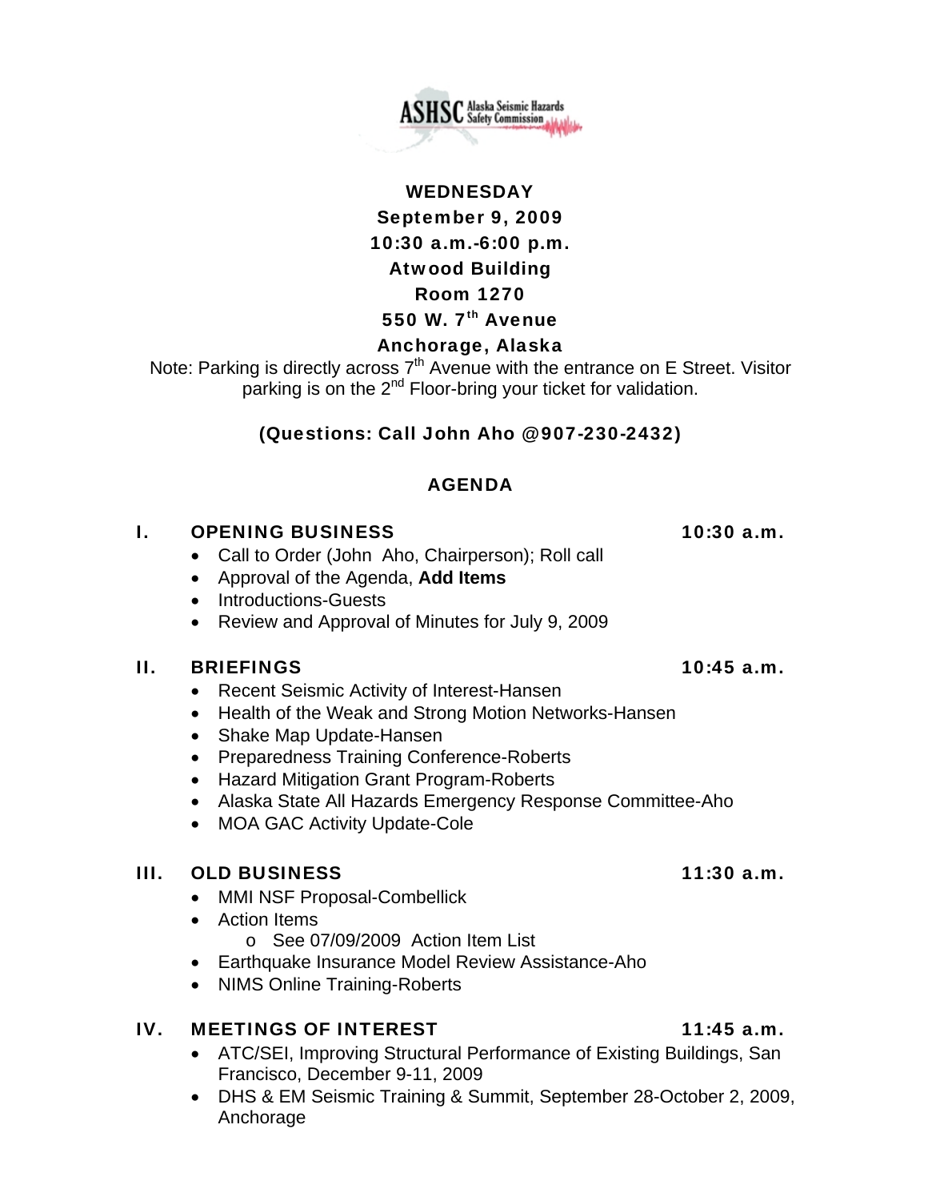ASHSC Alaska Seismic Hazards Safety Commission

**WEDNESDAY**
**September 9, 2009**
**10:30 a.m.-6:00 p.m.**
**Atwood Building**
**Room 1270**
**550 W. 7th Avenue**
**Anchorage, Alaska**

Note: Parking is directly across 7th Avenue with the entrance on E Street. Visitor parking is on the 2nd Floor-bring your ticket for validation.

**(Questions: Call John Aho @907-230-2432)**

## AGENDA

### I. OPENING BUSINESS — 10:30 a.m.

- Call to Order (John Aho, Chairperson); Roll call
- Approval of the Agenda, **Add Items**
- Introductions-Guests
- Review and Approval of Minutes for July 9, 2009

### II. BRIEFINGS — 10:45 a.m.

- Recent Seismic Activity of Interest-Hansen
- Health of the Weak and Strong Motion Networks-Hansen
- Shake Map Update-Hansen
- Preparedness Training Conference-Roberts
- Hazard Mitigation Grant Program-Roberts
- Alaska State All Hazards Emergency Response Committee-Aho
- MOA GAC Activity Update-Cole

### III. OLD BUSINESS — 11:30 a.m.

- MMI NSF Proposal-Combellick
- Action Items
  - o See 07/09/2009 Action Item List
- Earthquake Insurance Model Review Assistance-Aho
- NIMS Online Training-Roberts

### IV. MEETINGS OF INTEREST — 11:45 a.m.

- ATC/SEI, Improving Structural Performance of Existing Buildings, San Francisco, December 9-11, 2009
- DHS & EM Seismic Training & Summit, September 28-October 2, 2009, Anchorage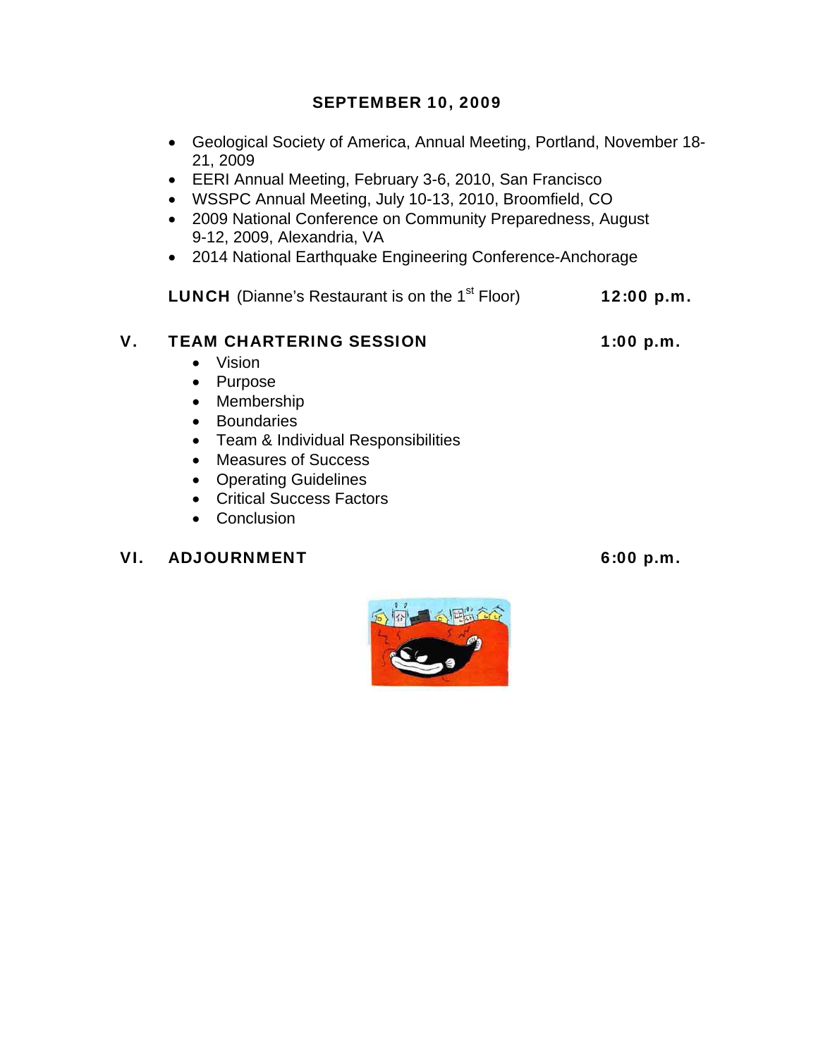**SEPTEMBER 10, 2009**

- Geological Society of America, Annual Meeting, Portland, November 18-21, 2009
- EERI Annual Meeting, February 3-6, 2010, San Francisco
- WSSPC Annual Meeting, July 10-13, 2010, Broomfield, CO
- 2009 National Conference on Community Preparedness, August 9-12, 2009, Alexandria, VA
- 2014 National Earthquake Engineering Conference-Anchorage

**LUNCH** (Dianne's Restaurant is on the 1st Floor) **12:00 p.m.**

## V. TEAM CHARTERING SESSION 1:00 p.m.

- Vision
- Purpose
- Membership
- Boundaries
- Team & Individual Responsibilities
- Measures of Success
- Operating Guidelines
- Critical Success Factors
- Conclusion

## VI. ADJOURNMENT 6:00 p.m.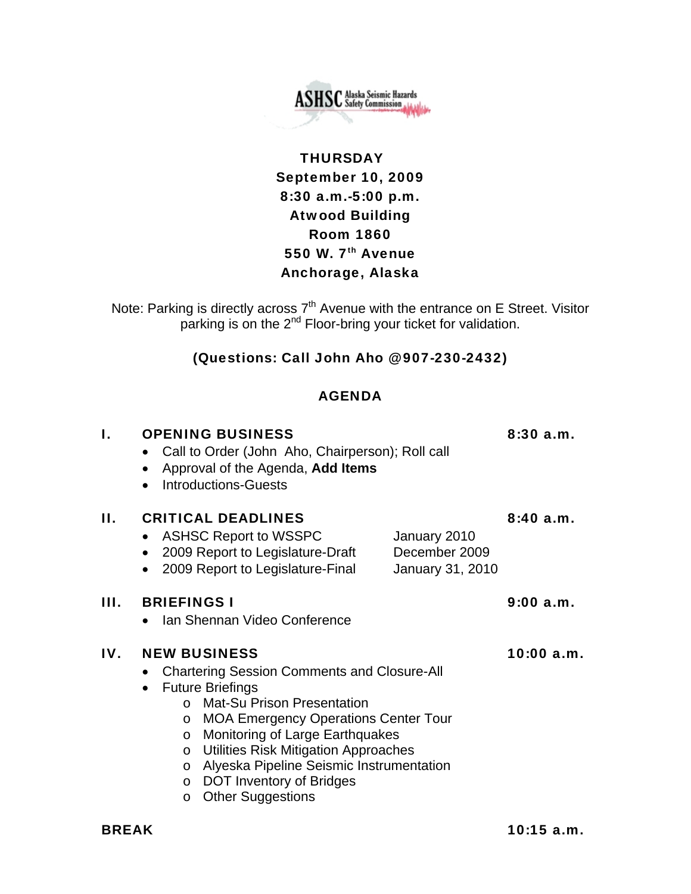ASHSC Alaska Seismic Hazards Safety Commission

**THURSDAY**
**September 10, 2009**
**8:30 a.m.-5:00 p.m.**
**Atwood Building**
**Room 1860**
**550 W. 7th Avenue**
**Anchorage, Alaska**

Note: Parking is directly across 7th Avenue with the entrance on E Street. Visitor parking is on the 2nd Floor-bring your ticket for validation.

**(Questions: Call John Aho @907-230-2432)**

## AGENDA

### I. OPENING BUSINESS — 8:30 a.m.

- Call to Order (John Aho, Chairperson); Roll call
- Approval of the Agenda, **Add Items**
- Introductions-Guests

### II. CRITICAL DEADLINES — 8:40 a.m.

- ASHSC Report to WSSPC — January 2010
- 2009 Report to Legislature-Draft — December 2009
- 2009 Report to Legislature-Final — January 31, 2010

### III. BRIEFINGS I — 9:00 a.m.

- Ian Shennan Video Conference

### IV. NEW BUSINESS — 10:00 a.m.

- Chartering Session Comments and Closure-All
- Future Briefings
  - Mat-Su Prison Presentation
  - MOA Emergency Operations Center Tour
  - Monitoring of Large Earthquakes
  - Utilities Risk Mitigation Approaches
  - Alyeska Pipeline Seismic Instrumentation
  - DOT Inventory of Bridges
  - Other Suggestions

**BREAK — 10:15 a.m.**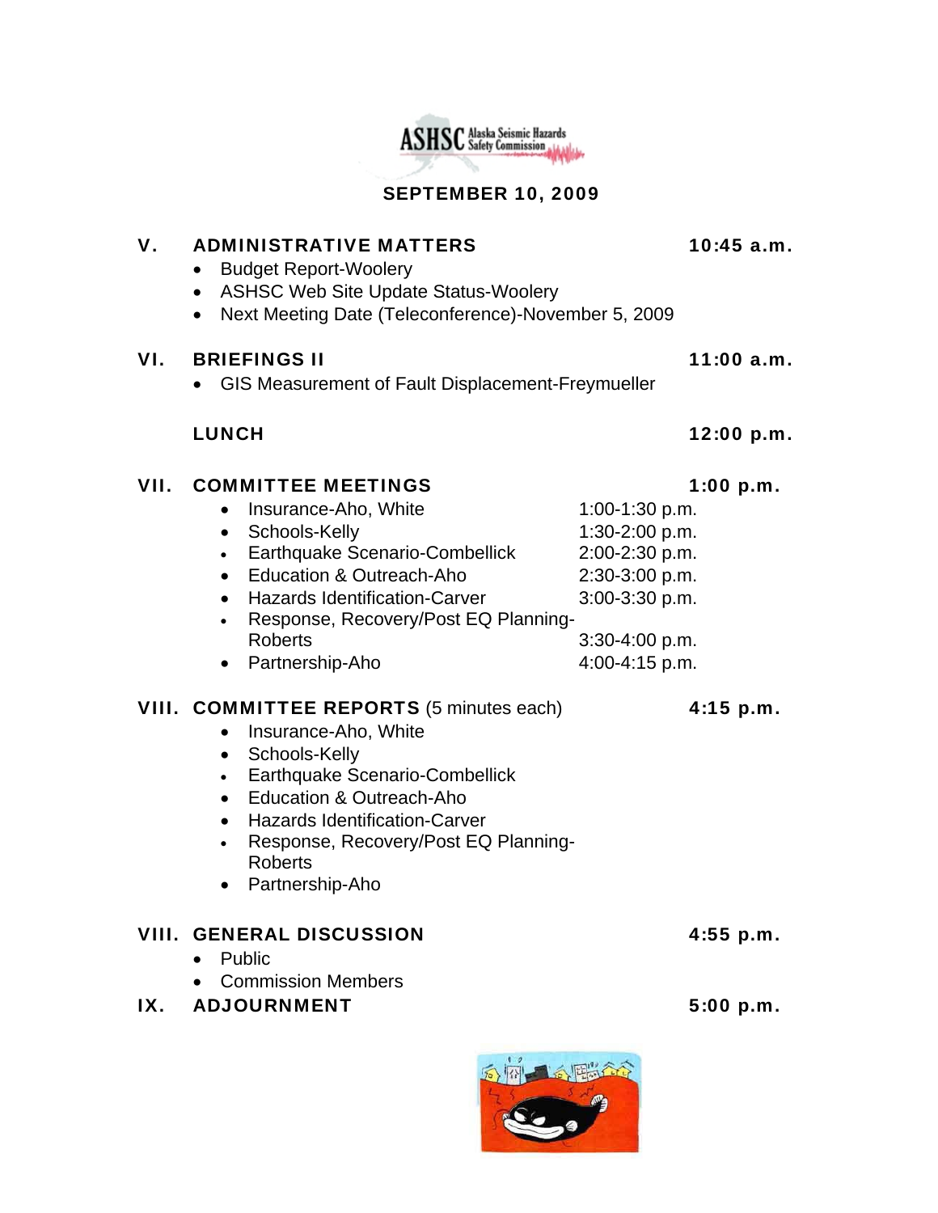ASHSC Alaska Seismic Hazards Safety Commission

**SEPTEMBER 10, 2009**

## V. ADMINISTRATIVE MATTERS — 10:45 a.m.

- Budget Report-Woolery
- ASHSC Web Site Update Status-Woolery
- Next Meeting Date (Teleconference)-November 5, 2009

## VI. BRIEFINGS II — 11:00 a.m.

- GIS Measurement of Fault Displacement-Freymueller

## LUNCH — 12:00 p.m.

## VII. COMMITTEE MEETINGS — 1:00 p.m.

- Insurance-Aho, White — 1:00-1:30 p.m.
- Schools-Kelly — 1:30-2:00 p.m.
- Earthquake Scenario-Combellick — 2:00-2:30 p.m.
- Education & Outreach-Aho — 2:30-3:00 p.m.
- Hazards Identification-Carver — 3:00-3:30 p.m.
- Response, Recovery/Post EQ Planning-Roberts — 3:30-4:00 p.m.
- Partnership-Aho — 4:00-4:15 p.m.

## VIII. COMMITTEE REPORTS (5 minutes each) — 4:15 p.m.

- Insurance-Aho, White
- Schools-Kelly
- Earthquake Scenario-Combellick
- Education & Outreach-Aho
- Hazards Identification-Carver
- Response, Recovery/Post EQ Planning-Roberts
- Partnership-Aho

## VIII. GENERAL DISCUSSION — 4:55 p.m.

- Public
- Commission Members

## IX. ADJOURNMENT — 5:00 p.m.